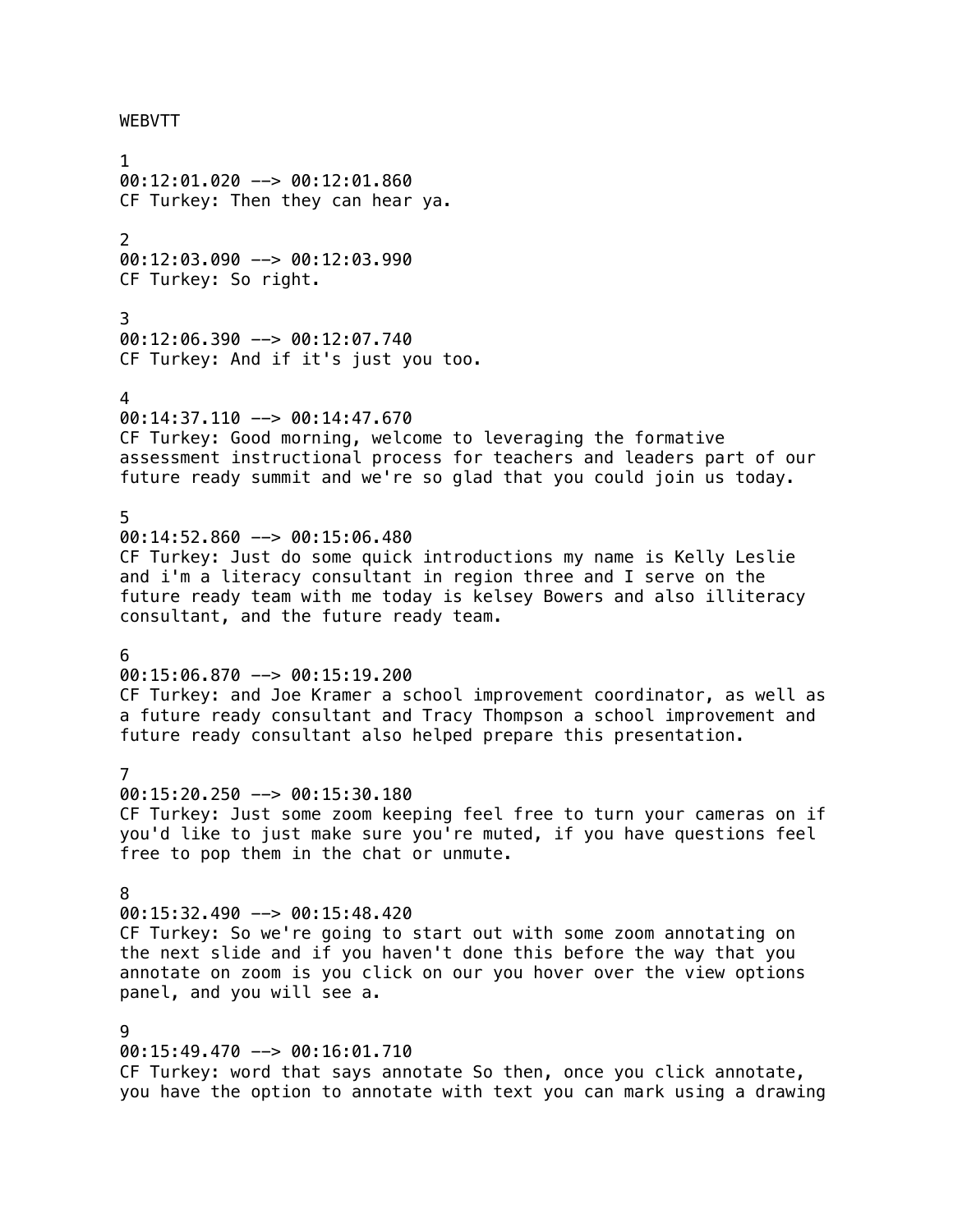WEBVTT

1
00:12:01.020 --> 00:12:01.860
CF Turkey: Then they can hear ya.

2
00:12:03.090 --> 00:12:03.990
CF Turkey: So right.

3
00:12:06.390 --> 00:12:07.740
CF Turkey: And if it's just you too.

4
00:14:37.110 --> 00:14:47.670
CF Turkey: Good morning, welcome to leveraging the formative assessment instructional process for teachers and leaders part of our future ready summit and we're so glad that you could join us today.

5
00:14:52.860 --> 00:15:06.480
CF Turkey: Just do some quick introductions my name is Kelly Leslie and i'm a literacy consultant in region three and I serve on the future ready team with me today is kelsey Bowers and also illiteracy consultant, and the future ready team.

6
00:15:06.870 --> 00:15:19.200
CF Turkey: and Joe Kramer a school improvement coordinator, as well as a future ready consultant and Tracy Thompson a school improvement and future ready consultant also helped prepare this presentation.

7
00:15:20.250 --> 00:15:30.180
CF Turkey: Just some zoom keeping feel free to turn your cameras on if you'd like to just make sure you're muted, if you have questions feel free to pop them in the chat or unmute.

8
00:15:32.490 --> 00:15:48.420
CF Turkey: So we're going to start out with some zoom annotating on the next slide and if you haven't done this before the way that you annotate on zoom is you click on our you hover over the view options panel, and you will see a.

9
00:15:49.470 --> 00:16:01.710
CF Turkey: word that says annotate So then, once you click annotate, you have the option to annotate with text you can mark using a drawing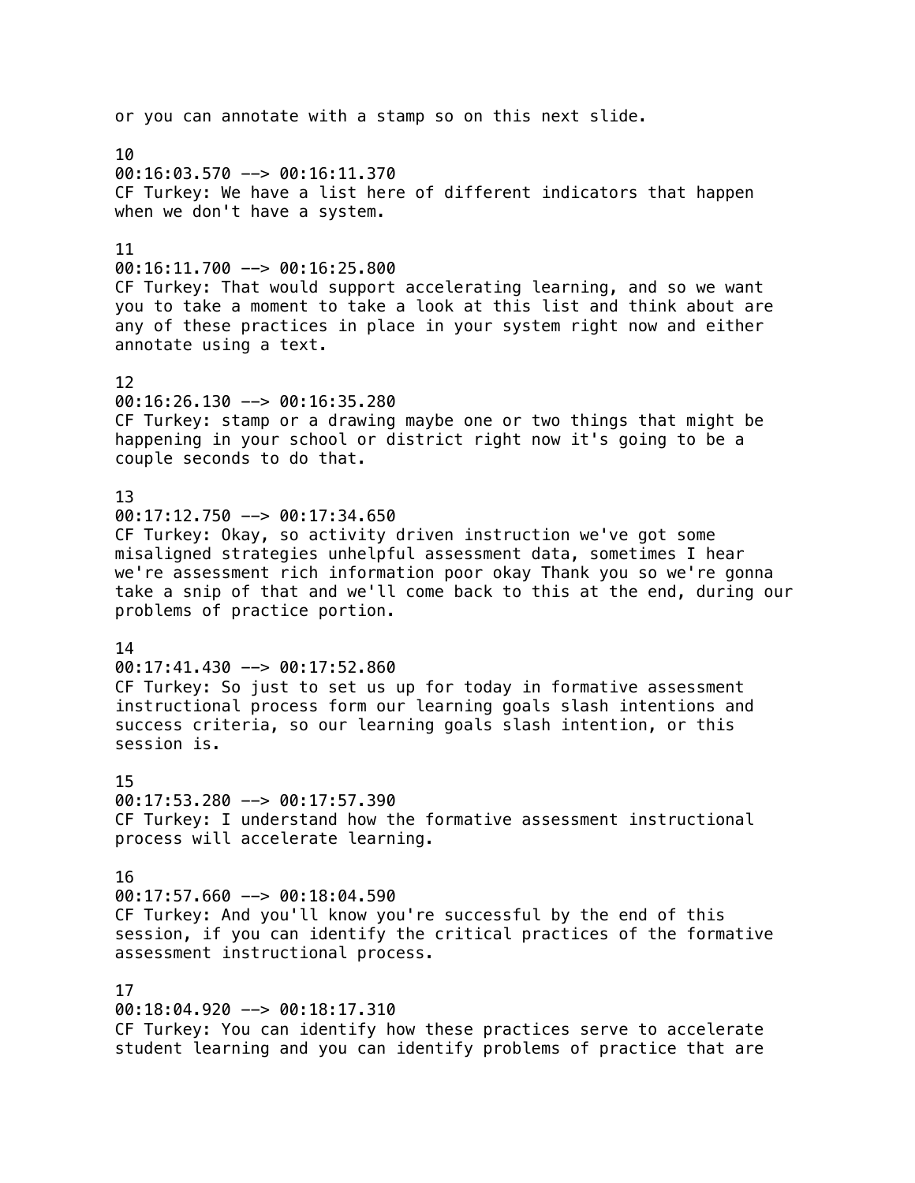or you can annotate with a stamp so on this next slide.

10
00:16:03.570 --> 00:16:11.370
CF Turkey: We have a list here of different indicators that happen when we don't have a system.

11
00:16:11.700 --> 00:16:25.800
CF Turkey: That would support accelerating learning, and so we want you to take a moment to take a look at this list and think about are any of these practices in place in your system right now and either annotate using a text.

12
00:16:26.130 --> 00:16:35.280
CF Turkey: stamp or a drawing maybe one or two things that might be happening in your school or district right now it's going to be a couple seconds to do that.

13
00:17:12.750 --> 00:17:34.650
CF Turkey: Okay, so activity driven instruction we've got some misaligned strategies unhelpful assessment data, sometimes I hear we're assessment rich information poor okay Thank you so we're gonna take a snip of that and we'll come back to this at the end, during our problems of practice portion.

14
00:17:41.430 --> 00:17:52.860
CF Turkey: So just to set us up for today in formative assessment instructional process form our learning goals slash intentions and success criteria, so our learning goals slash intention, or this session is.

15
00:17:53.280 --> 00:17:57.390
CF Turkey: I understand how the formative assessment instructional process will accelerate learning.

16
00:17:57.660 --> 00:18:04.590
CF Turkey: And you'll know you're successful by the end of this session, if you can identify the critical practices of the formative assessment instructional process.

17
00:18:04.920 --> 00:18:17.310
CF Turkey: You can identify how these practices serve to accelerate student learning and you can identify problems of practice that are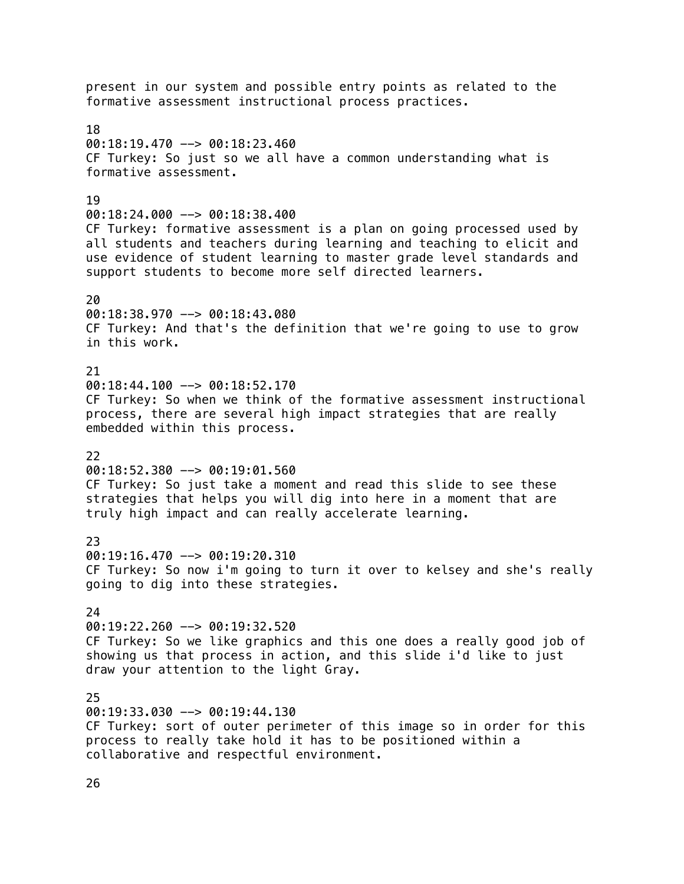present in our system and possible entry points as related to the formative assessment instructional process practices.

18
00:18:19.470 --> 00:18:23.460
CF Turkey: So just so we all have a common understanding what is formative assessment.

19
00:18:24.000 --> 00:18:38.400
CF Turkey: formative assessment is a plan on going processed used by all students and teachers during learning and teaching to elicit and use evidence of student learning to master grade level standards and support students to become more self directed learners.

20
00:18:38.970 --> 00:18:43.080
CF Turkey: And that's the definition that we're going to use to grow in this work.

21
00:18:44.100 --> 00:18:52.170
CF Turkey: So when we think of the formative assessment instructional process, there are several high impact strategies that are really embedded within this process.

22
00:18:52.380 --> 00:19:01.560
CF Turkey: So just take a moment and read this slide to see these strategies that helps you will dig into here in a moment that are truly high impact and can really accelerate learning.

23
00:19:16.470 --> 00:19:20.310
CF Turkey: So now i'm going to turn it over to kelsey and she's really going to dig into these strategies.

24
00:19:22.260 --> 00:19:32.520
CF Turkey: So we like graphics and this one does a really good job of showing us that process in action, and this slide i'd like to just draw your attention to the light Gray.

25
00:19:33.030 --> 00:19:44.130
CF Turkey: sort of outer perimeter of this image so in order for this process to really take hold it has to be positioned within a collaborative and respectful environment.

26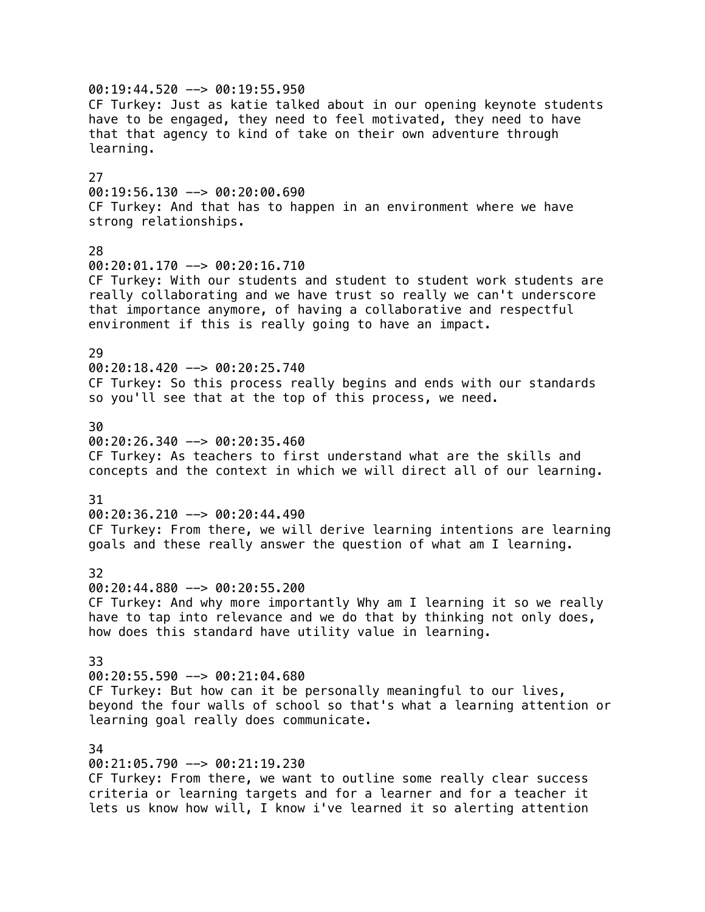00:19:44.520 --> 00:19:55.950
CF Turkey: Just as katie talked about in our opening keynote students have to be engaged, they need to feel motivated, they need to have that that agency to kind of take on their own adventure through learning.

27
00:19:56.130 --> 00:20:00.690
CF Turkey: And that has to happen in an environment where we have strong relationships.

28
00:20:01.170 --> 00:20:16.710
CF Turkey: With our students and student to student work students are really collaborating and we have trust so really we can't underscore that importance anymore, of having a collaborative and respectful environment if this is really going to have an impact.

29
00:20:18.420 --> 00:20:25.740
CF Turkey: So this process really begins and ends with our standards so you'll see that at the top of this process, we need.

30
00:20:26.340 --> 00:20:35.460
CF Turkey: As teachers to first understand what are the skills and concepts and the context in which we will direct all of our learning.

31
00:20:36.210 --> 00:20:44.490
CF Turkey: From there, we will derive learning intentions are learning goals and these really answer the question of what am I learning.

32
00:20:44.880 --> 00:20:55.200
CF Turkey: And why more importantly Why am I learning it so we really have to tap into relevance and we do that by thinking not only does, how does this standard have utility value in learning.

33
00:20:55.590 --> 00:21:04.680
CF Turkey: But how can it be personally meaningful to our lives, beyond the four walls of school so that's what a learning attention or learning goal really does communicate.

34
00:21:05.790 --> 00:21:19.230
CF Turkey: From there, we want to outline some really clear success criteria or learning targets and for a learner and for a teacher it lets us know how will, I know i've learned it so alerting attention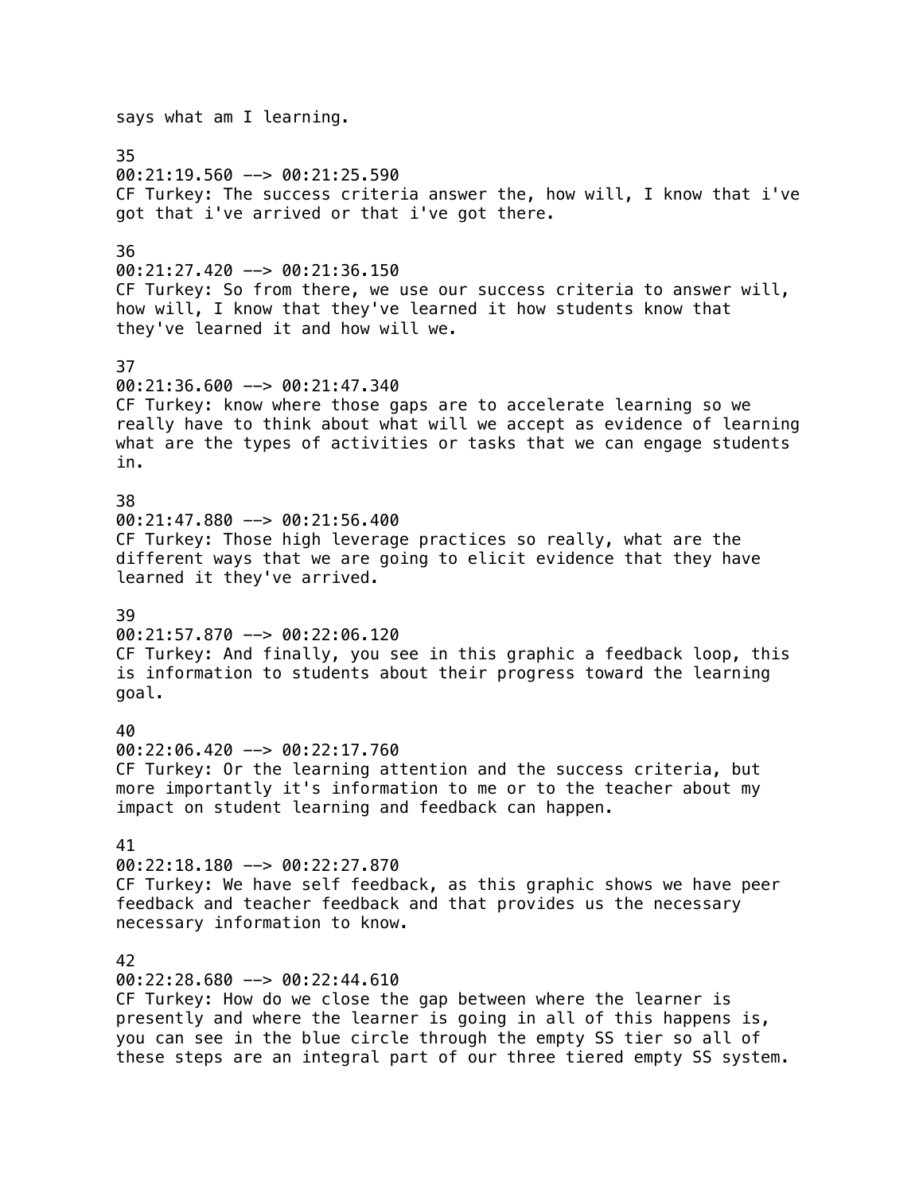says what am I learning.

35
00:21:19.560 --> 00:21:25.590
CF Turkey: The success criteria answer the, how will, I know that i've got that i've arrived or that i've got there.

36
00:21:27.420 --> 00:21:36.150
CF Turkey: So from there, we use our success criteria to answer will, how will, I know that they've learned it how students know that they've learned it and how will we.

37
00:21:36.600 --> 00:21:47.340
CF Turkey: know where those gaps are to accelerate learning so we really have to think about what will we accept as evidence of learning what are the types of activities or tasks that we can engage students in.

38
00:21:47.880 --> 00:21:56.400
CF Turkey: Those high leverage practices so really, what are the different ways that we are going to elicit evidence that they have learned it they've arrived.

39
00:21:57.870 --> 00:22:06.120
CF Turkey: And finally, you see in this graphic a feedback loop, this is information to students about their progress toward the learning goal.

40
00:22:06.420 --> 00:22:17.760
CF Turkey: Or the learning attention and the success criteria, but more importantly it's information to me or to the teacher about my impact on student learning and feedback can happen.

41
00:22:18.180 --> 00:22:27.870
CF Turkey: We have self feedback, as this graphic shows we have peer feedback and teacher feedback and that provides us the necessary necessary information to know.

42
00:22:28.680 --> 00:22:44.610
CF Turkey: How do we close the gap between where the learner is presently and where the learner is going in all of this happens is, you can see in the blue circle through the empty SS tier so all of these steps are an integral part of our three tiered empty SS system.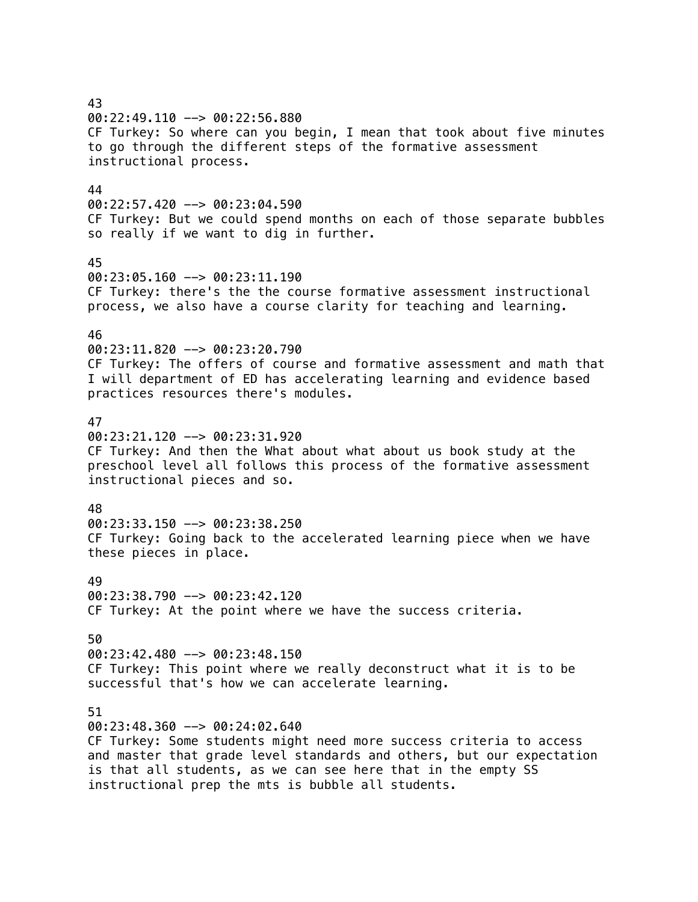43
00:22:49.110 --> 00:22:56.880
CF Turkey: So where can you begin, I mean that took about five minutes to go through the different steps of the formative assessment instructional process.

44
00:22:57.420 --> 00:23:04.590
CF Turkey: But we could spend months on each of those separate bubbles so really if we want to dig in further.

45
00:23:05.160 --> 00:23:11.190
CF Turkey: there's the the course formative assessment instructional process, we also have a course clarity for teaching and learning.

46
00:23:11.820 --> 00:23:20.790
CF Turkey: The offers of course and formative assessment and math that I will department of ED has accelerating learning and evidence based practices resources there's modules.

47
00:23:21.120 --> 00:23:31.920
CF Turkey: And then the What about what about us book study at the preschool level all follows this process of the formative assessment instructional pieces and so.

48
00:23:33.150 --> 00:23:38.250
CF Turkey: Going back to the accelerated learning piece when we have these pieces in place.

49
00:23:38.790 --> 00:23:42.120
CF Turkey: At the point where we have the success criteria.

50
00:23:42.480 --> 00:23:48.150
CF Turkey: This point where we really deconstruct what it is to be successful that's how we can accelerate learning.

51
00:23:48.360 --> 00:24:02.640
CF Turkey: Some students might need more success criteria to access and master that grade level standards and others, but our expectation is that all students, as we can see here that in the empty SS instructional prep the mts is bubble all students.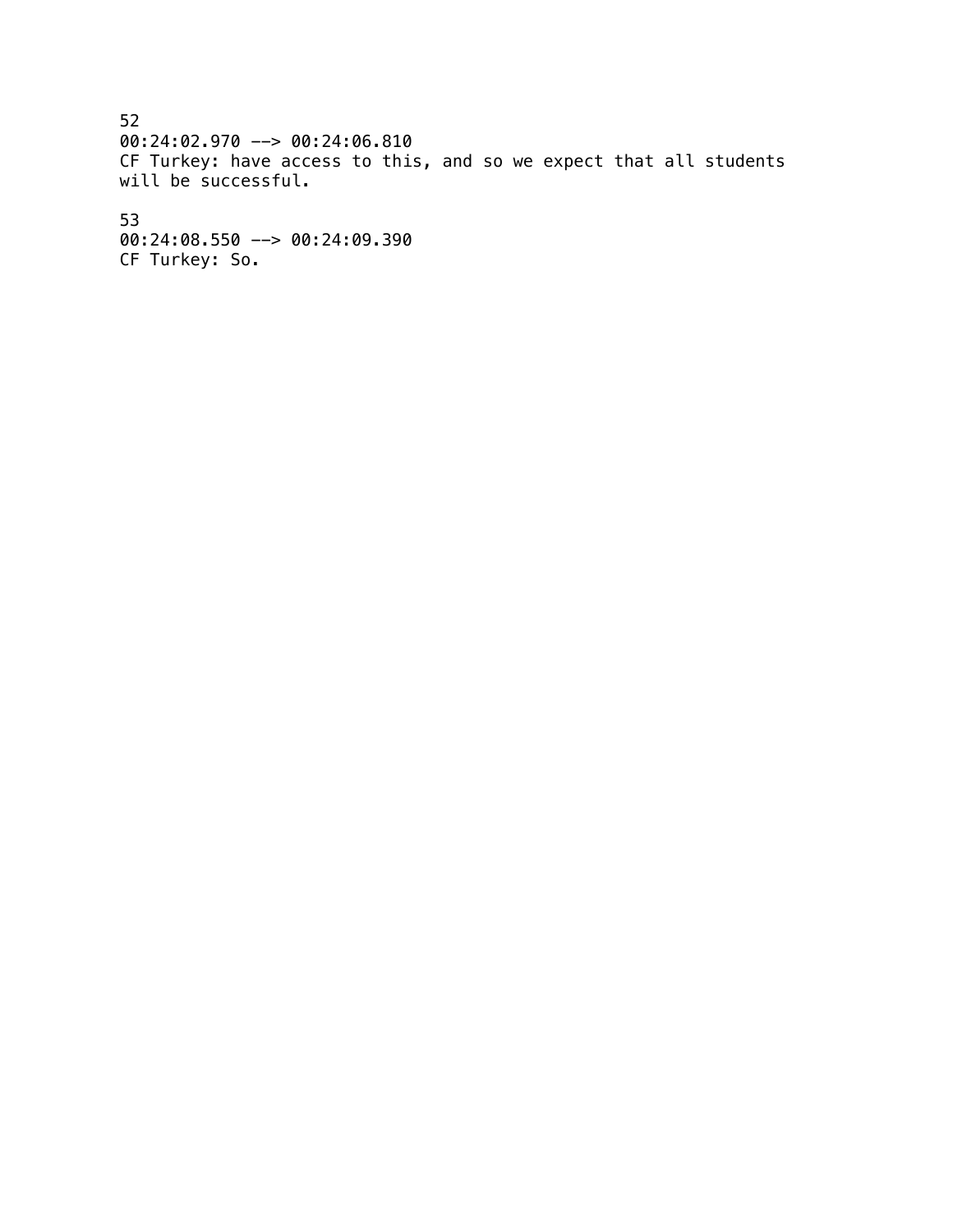52
00:24:02.970 --> 00:24:06.810
CF Turkey: have access to this, and so we expect that all students will be successful.

53
00:24:08.550 --> 00:24:09.390
CF Turkey: So.